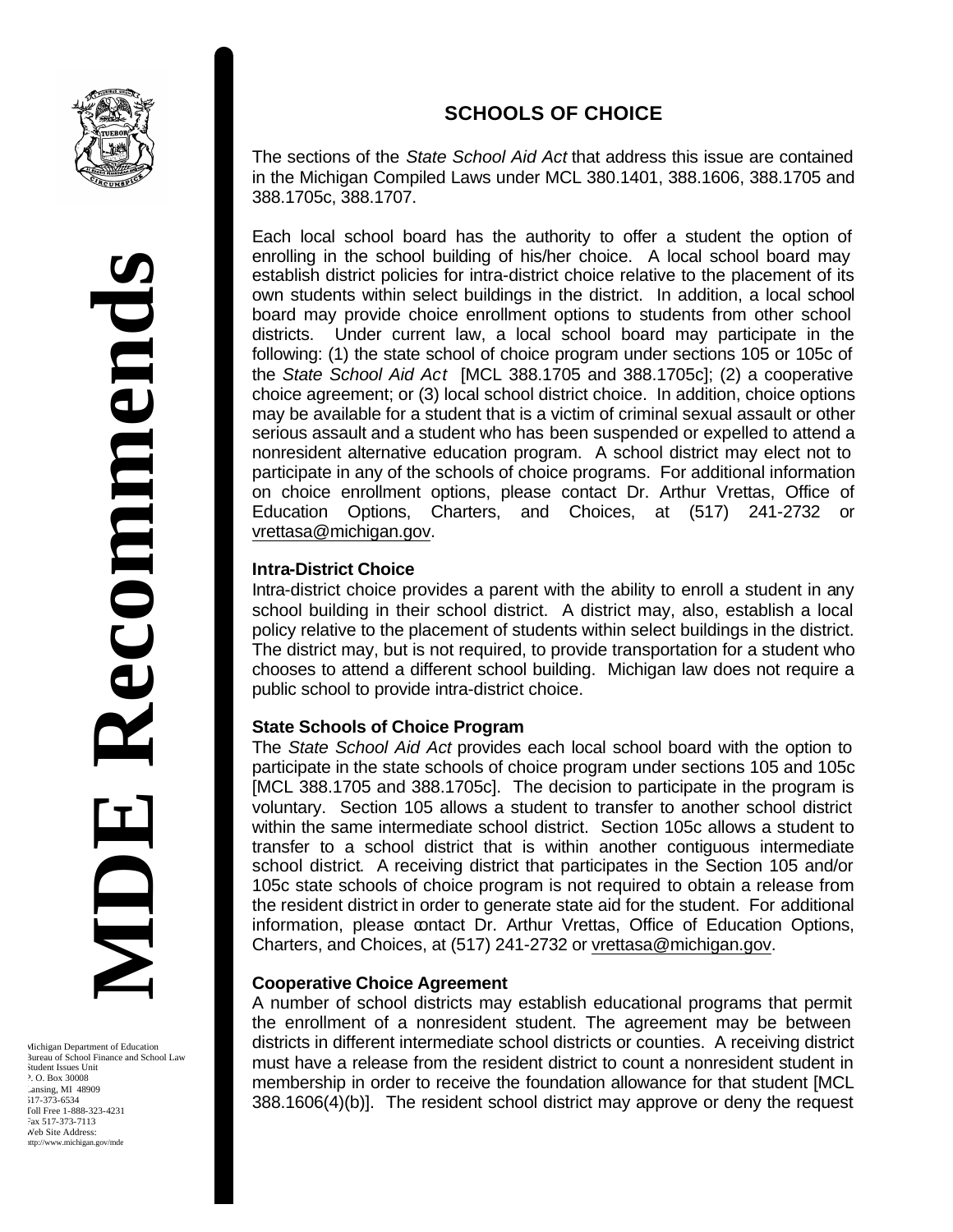MDE Recommends

Michigan Department of Education
Bureau of School Finance and School Law
Student Issues Unit
P. O. Box 30008
Lansing, MI 48909
517-373-6534
Toll Free 1-888-323-4231
Fax 517-373-7113
Web Site Address:
http://www.michigan.gov/mde

# SCHOOLS OF CHOICE

The sections of the *State School Aid Act* that address this issue are contained in the Michigan Compiled Laws under MCL 380.1401, 388.1606, 388.1705 and 388.1705c, 388.1707.

Each local school board has the authority to offer a student the option of enrolling in the school building of his/her choice. A local school board may establish district policies for intra-district choice relative to the placement of its own students within select buildings in the district. In addition, a local school board may provide choice enrollment options to students from other school districts. Under current law, a local school board may participate in the following: (1) the state school of choice program under sections 105 or 105c of the *State School Aid Act* [MCL 388.1705 and 388.1705c]; (2) a cooperative choice agreement; or (3) local school district choice. In addition, choice options may be available for a student that is a victim of criminal sexual assault or other serious assault and a student who has been suspended or expelled to attend a nonresident alternative education program. A school district may elect not to participate in any of the schools of choice programs. For additional information on choice enrollment options, please contact Dr. Arthur Vrettas, Office of Education Options, Charters, and Choices, at (517) 241-2732 or vrettasa@michigan.gov.

**Intra-District Choice**

Intra-district choice provides a parent with the ability to enroll a student in any school building in their school district. A district may, also, establish a local policy relative to the placement of students within select buildings in the district. The district may, but is not required, to provide transportation for a student who chooses to attend a different school building. Michigan law does not require a public school to provide intra-district choice.

**State Schools of Choice Program**

The *State School Aid Act* provides each local school board with the option to participate in the state schools of choice program under sections 105 and 105c [MCL 388.1705 and 388.1705c]. The decision to participate in the program is voluntary. Section 105 allows a student to transfer to another school district within the same intermediate school district. Section 105c allows a student to transfer to a school district that is within another contiguous intermediate school district. A receiving district that participates in the Section 105 and/or 105c state schools of choice program is not required to obtain a release from the resident district in order to generate state aid for the student. For additional information, please contact Dr. Arthur Vrettas, Office of Education Options, Charters, and Choices, at (517) 241-2732 or vrettasa@michigan.gov.

**Cooperative Choice Agreement**

A number of school districts may establish educational programs that permit the enrollment of a nonresident student. The agreement may be between districts in different intermediate school districts or counties. A receiving district must have a release from the resident district to count a nonresident student in membership in order to receive the foundation allowance for that student [MCL 388.1606(4)(b)]. The resident school district may approve or deny the request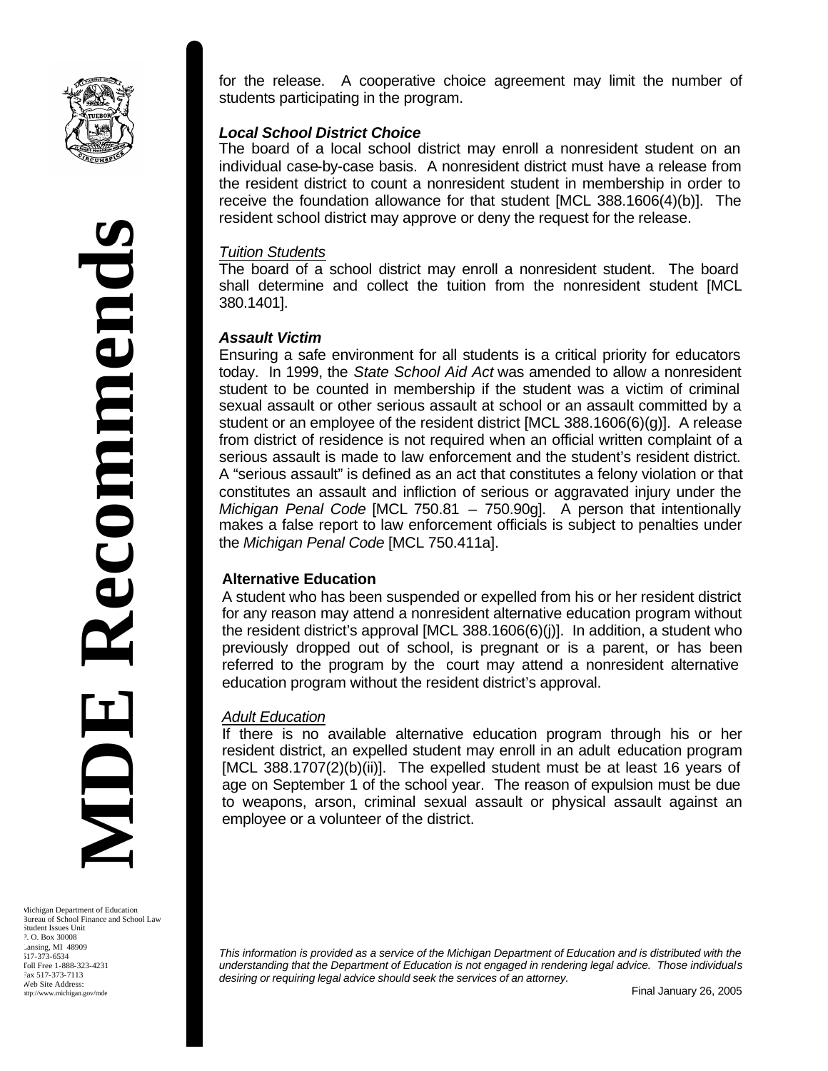for the release. A cooperative choice agreement may limit the number of students participating in the program.

### *Local School District Choice*

The board of a local school district may enroll a nonresident student on an individual case-by-case basis. A nonresident district must have a release from the resident district to count a nonresident student in membership in order to receive the foundation allowance for that student [MCL 388.1606(4)(b)]. The resident school district may approve or deny the request for the release.

#### *Tuition Students*

The board of a school district may enroll a nonresident student. The board shall determine and collect the tuition from the nonresident student [MCL 380.1401].

### *Assault Victim*

Ensuring a safe environment for all students is a critical priority for educators today. In 1999, the *State School Aid Act* was amended to allow a nonresident student to be counted in membership if the student was a victim of criminal sexual assault or other serious assault at school or an assault committed by a student or an employee of the resident district [MCL 388.1606(6)(g)]. A release from district of residence is not required when an official written complaint of a serious assault is made to law enforcement and the student's resident district. A "serious assault" is defined as an act that constitutes a felony violation or that constitutes an assault and infliction of serious or aggravated injury under the *Michigan Penal Code* [MCL 750.81 – 750.90g]. A person that intentionally makes a false report to law enforcement officials is subject to penalties under the *Michigan Penal Code* [MCL 750.411a].

### **Alternative Education**

A student who has been suspended or expelled from his or her resident district for any reason may attend a nonresident alternative education program without the resident district's approval [MCL 388.1606(6)(j)]. In addition, a student who previously dropped out of school, is pregnant or is a parent, or has been referred to the program by the court may attend a nonresident alternative education program without the resident district's approval.

#### *Adult Education*

If there is no available alternative education program through his or her resident district, an expelled student may enroll in an adult education program [MCL 388.1707(2)(b)(ii)]. The expelled student must be at least 16 years of age on September 1 of the school year. The reason of expulsion must be due to weapons, arson, criminal sexual assault or physical assault against an employee or a volunteer of the district.

**MDE Recommends**

Michigan Department of Education
Bureau of School Finance and School Law
Student Issues Unit
P. O. Box 30008
Lansing, MI 48909
517-373-6534
Toll Free 1-888-323-4231
Fax 517-373-7113
Web Site Address:
http://www.michigan.gov/mde

*This information is provided as a service of the Michigan Department of Education and is distributed with the understanding that the Department of Education is not engaged in rendering legal advice. Those individuals desiring or requiring legal advice should seek the services of an attorney.*

Final January 26, 2005